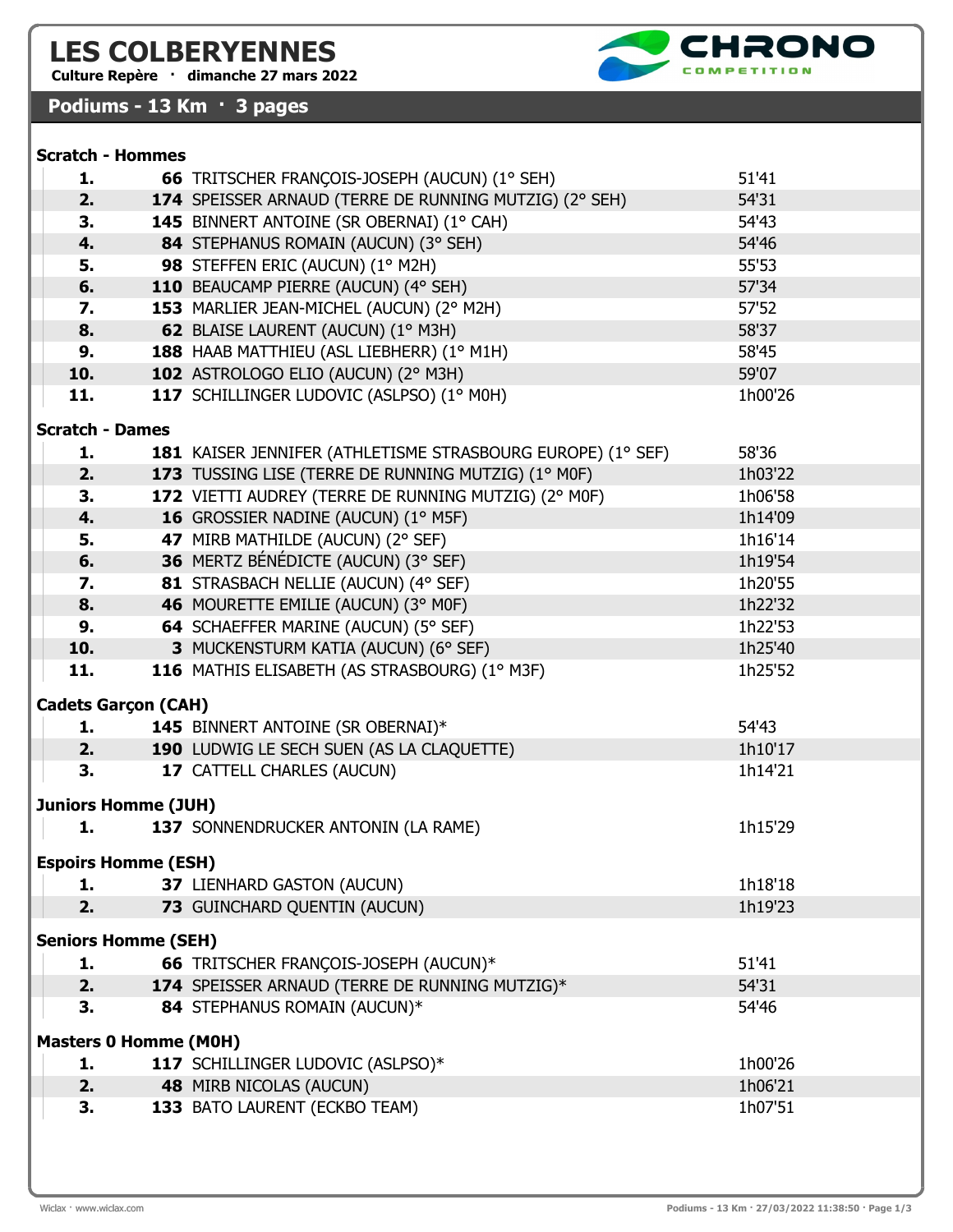# LES COLBERYENNES

**Culture Repère · dimanche 27 mars 2022**

## Podiums - 13 Km · 3 pages

### Scratch - Hommes

| | | | |
|---|---|---|---|
| 1. | 66 | TRITSCHER FRANÇOIS-JOSEPH (AUCUN) (1° SEH) | 51'41 |
| 2. | 174 | SPEISSER ARNAUD (TERRE DE RUNNING MUTZIG) (2° SEH) | 54'31 |
| 3. | 145 | BINNERT ANTOINE (SR OBERNAI) (1° CAH) | 54'43 |
| 4. | 84 | STEPHANUS ROMAIN (AUCUN) (3° SEH) | 54'46 |
| 5. | 98 | STEFFEN ERIC (AUCUN) (1° M2H) | 55'53 |
| 6. | 110 | BEAUCAMP PIERRE (AUCUN) (4° SEH) | 57'34 |
| 7. | 153 | MARLIER JEAN-MICHEL (AUCUN) (2° M2H) | 57'52 |
| 8. | 62 | BLAISE LAURENT (AUCUN) (1° M3H) | 58'37 |
| 9. | 188 | HAAB MATTHIEU (ASL LIEBHERR) (1° M1H) | 58'45 |
| 10. | 102 | ASTROLOGO ELIO (AUCUN) (2° M3H) | 59'07 |
| 11. | 117 | SCHILLINGER LUDOVIC (ASLPSO) (1° M0H) | 1h00'26 |

### Scratch - Dames

| | | | |
|---|---|---|---|
| 1. | 181 | KAISER JENNIFER (ATHLETISME STRASBOURG EUROPE) (1° SEF) | 58'36 |
| 2. | 173 | TUSSING LISE (TERRE DE RUNNING MUTZIG) (1° M0F) | 1h03'22 |
| 3. | 172 | VIETTI AUDREY (TERRE DE RUNNING MUTZIG) (2° M0F) | 1h06'58 |
| 4. | 16 | GROSSIER NADINE (AUCUN) (1° M5F) | 1h14'09 |
| 5. | 47 | MIRB MATHILDE (AUCUN) (2° SEF) | 1h16'14 |
| 6. | 36 | MERTZ BÉNÉDICTE (AUCUN) (3° SEF) | 1h19'54 |
| 7. | 81 | STRASBACH NELLIE (AUCUN) (4° SEF) | 1h20'55 |
| 8. | 46 | MOURETTE EMILIE (AUCUN) (3° M0F) | 1h22'32 |
| 9. | 64 | SCHAEFFER MARINE (AUCUN) (5° SEF) | 1h22'53 |
| 10. | 3 | MUCKENSTURM KATIA (AUCUN) (6° SEF) | 1h25'40 |
| 11. | 116 | MATHIS ELISABETH (AS STRASBOURG) (1° M3F) | 1h25'52 |

### Cadets Garçon (CAH)

| | | | |
|---|---|---|---|
| 1. | 145 | BINNERT ANTOINE (SR OBERNAI)* | 54'43 |
| 2. | 190 | LUDWIG LE SECH SUEN (AS LA CLAQUETTE) | 1h10'17 |
| 3. | 17 | CATTELL CHARLES (AUCUN) | 1h14'21 |

### Juniors Homme (JUH)

| | | | |
|---|---|---|---|
| 1. | 137 | SONNENDRUCKER ANTONIN (LA RAME) | 1h15'29 |

### Espoirs Homme (ESH)

| | | | |
|---|---|---|---|
| 1. | 37 | LIENHARD GASTON (AUCUN) | 1h18'18 |
| 2. | 73 | GUINCHARD QUENTIN (AUCUN) | 1h19'23 |

### Seniors Homme (SEH)

| | | | |
|---|---|---|---|
| 1. | 66 | TRITSCHER FRANÇOIS-JOSEPH (AUCUN)* | 51'41 |
| 2. | 174 | SPEISSER ARNAUD (TERRE DE RUNNING MUTZIG)* | 54'31 |
| 3. | 84 | STEPHANUS ROMAIN (AUCUN)* | 54'46 |

### Masters 0 Homme (M0H)

| | | | |
|---|---|---|---|
| 1. | 117 | SCHILLINGER LUDOVIC (ASLPSO)* | 1h00'26 |
| 2. | 48 | MIRB NICOLAS (AUCUN) | 1h06'21 |
| 3. | 133 | BATO LAURENT (ECKBO TEAM) | 1h07'51 |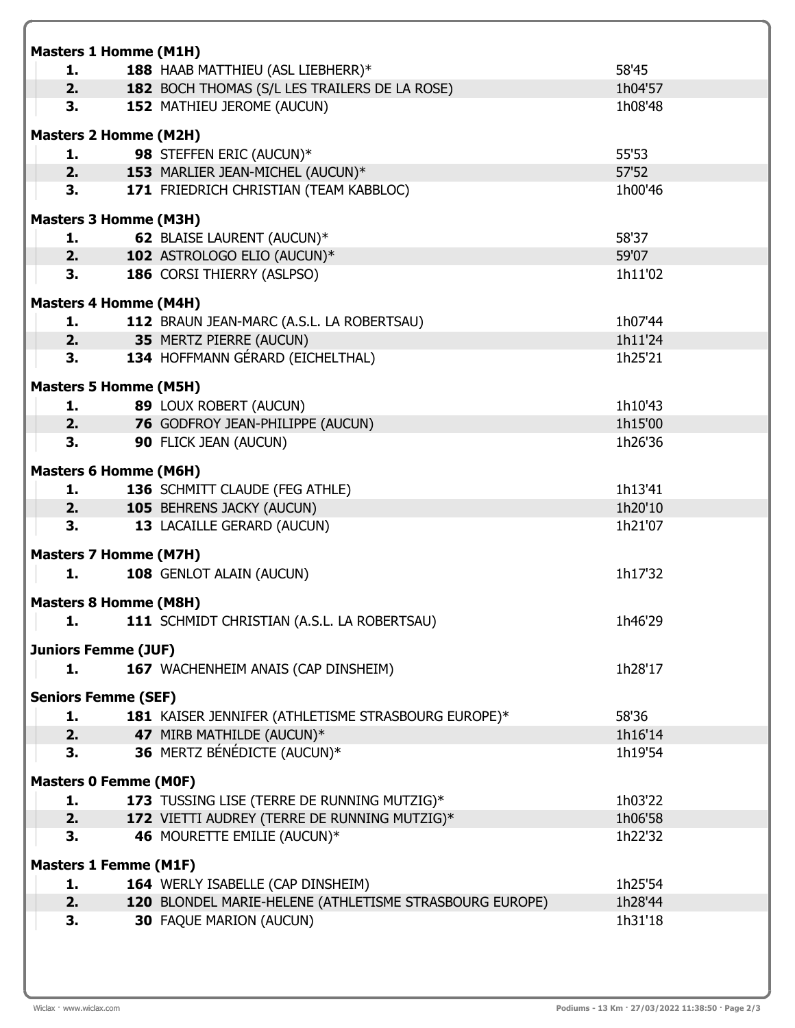**Masters 1 Homme (M1H)**

| | | |
|---|---|---|
| 1. | **188** HAAB MATTHIEU (ASL LIEBHERR)* | 58'45 |
| 2. | **182** BOCH THOMAS (S/L LES TRAILERS DE LA ROSE) | 1h04'57 |
| 3. | **152** MATHIEU JEROME (AUCUN) | 1h08'48 |

**Masters 2 Homme (M2H)**

| | | |
|---|---|---|
| 1. | **98** STEFFEN ERIC (AUCUN)* | 55'53 |
| 2. | **153** MARLIER JEAN-MICHEL (AUCUN)* | 57'52 |
| 3. | **171** FRIEDRICH CHRISTIAN (TEAM KABBLOC) | 1h00'46 |

**Masters 3 Homme (M3H)**

| | | |
|---|---|---|
| 1. | **62** BLAISE LAURENT (AUCUN)* | 58'37 |
| 2. | **102** ASTROLOGO ELIO (AUCUN)* | 59'07 |
| 3. | **186** CORSI THIERRY (ASLPSO) | 1h11'02 |

**Masters 4 Homme (M4H)**

| | | |
|---|---|---|
| 1. | **112** BRAUN JEAN-MARC (A.S.L. LA ROBERTSAU) | 1h07'44 |
| 2. | **35** MERTZ PIERRE (AUCUN) | 1h11'24 |
| 3. | **134** HOFFMANN GÉRARD (EICHELTHAL) | 1h25'21 |

**Masters 5 Homme (M5H)**

| | | |
|---|---|---|
| 1. | **89** LOUX ROBERT (AUCUN) | 1h10'43 |
| 2. | **76** GODFROY JEAN-PHILIPPE (AUCUN) | 1h15'00 |
| 3. | **90** FLICK JEAN (AUCUN) | 1h26'36 |

**Masters 6 Homme (M6H)**

| | | |
|---|---|---|
| 1. | **136** SCHMITT CLAUDE (FEG ATHLE) | 1h13'41 |
| 2. | **105** BEHRENS JACKY (AUCUN) | 1h20'10 |
| 3. | **13** LACAILLE GERARD (AUCUN) | 1h21'07 |

**Masters 7 Homme (M7H)**

| | | |
|---|---|---|
| 1. | **108** GENLOT ALAIN (AUCUN) | 1h17'32 |

**Masters 8 Homme (M8H)**

| | | |
|---|---|---|
| 1. | **111** SCHMIDT CHRISTIAN (A.S.L. LA ROBERTSAU) | 1h46'29 |

**Juniors Femme (JUF)**

| | | |
|---|---|---|
| 1. | **167** WACHENHEIM ANAIS (CAP DINSHEIM) | 1h28'17 |

**Seniors Femme (SEF)**

| | | |
|---|---|---|
| 1. | **181** KAISER JENNIFER (ATHLETISME STRASBOURG EUROPE)* | 58'36 |
| 2. | **47** MIRB MATHILDE (AUCUN)* | 1h16'14 |
| 3. | **36** MERTZ BÉNÉDICTE (AUCUN)* | 1h19'54 |

**Masters 0 Femme (M0F)**

| | | |
|---|---|---|
| 1. | **173** TUSSING LISE (TERRE DE RUNNING MUTZIG)* | 1h03'22 |
| 2. | **172** VIETTI AUDREY (TERRE DE RUNNING MUTZIG)* | 1h06'58 |
| 3. | **46** MOURETTE EMILIE (AUCUN)* | 1h22'32 |

**Masters 1 Femme (M1F)**

| | | |
|---|---|---|
| 1. | **164** WERLY ISABELLE (CAP DINSHEIM) | 1h25'54 |
| 2. | **120** BLONDEL MARIE-HELENE (ATHLETISME STRASBOURG EUROPE) | 1h28'44 |
| 3. | **30** FAQUE MARION (AUCUN) | 1h31'18 |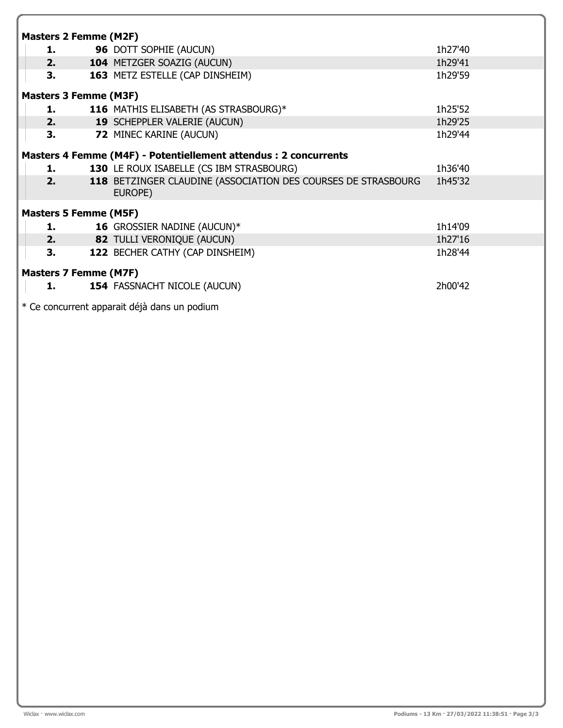### Masters 2 Femme (M2F)

| | | | |
|---|---|---|---|
| 1. | 96 | DOTT SOPHIE (AUCUN) | 1h27'40 |
| 2. | 104 | METZGER SOAZIG (AUCUN) | 1h29'41 |
| 3. | 163 | METZ ESTELLE (CAP DINSHEIM) | 1h29'59 |

### Masters 3 Femme (M3F)

| | | | |
|---|---|---|---|
| 1. | 116 | MATHIS ELISABETH (AS STRASBOURG)* | 1h25'52 |
| 2. | 19 | SCHEPPLER VALERIE (AUCUN) | 1h29'25 |
| 3. | 72 | MINEC KARINE (AUCUN) | 1h29'44 |

### Masters 4 Femme (M4F) - Potentiellement attendus : 2 concurrents

| | | | |
|---|---|---|---|
| 1. | 130 | LE ROUX ISABELLE (CS IBM STRASBOURG) | 1h36'40 |
| 2. | 118 | BETZINGER CLAUDINE (ASSOCIATION DES COURSES DE STRASBOURG EUROPE) | 1h45'32 |

### Masters 5 Femme (M5F)

| | | | |
|---|---|---|---|
| 1. | 16 | GROSSIER NADINE (AUCUN)* | 1h14'09 |
| 2. | 82 | TULLI VERONIQUE (AUCUN) | 1h27'16 |
| 3. | 122 | BECHER CATHY (CAP DINSHEIM) | 1h28'44 |

### Masters 7 Femme (M7F)

| | | | |
|---|---|---|---|
| 1. | 154 | FASSNACHT NICOLE (AUCUN) | 2h00'42 |

* Ce concurrent apparait déjà dans un podium